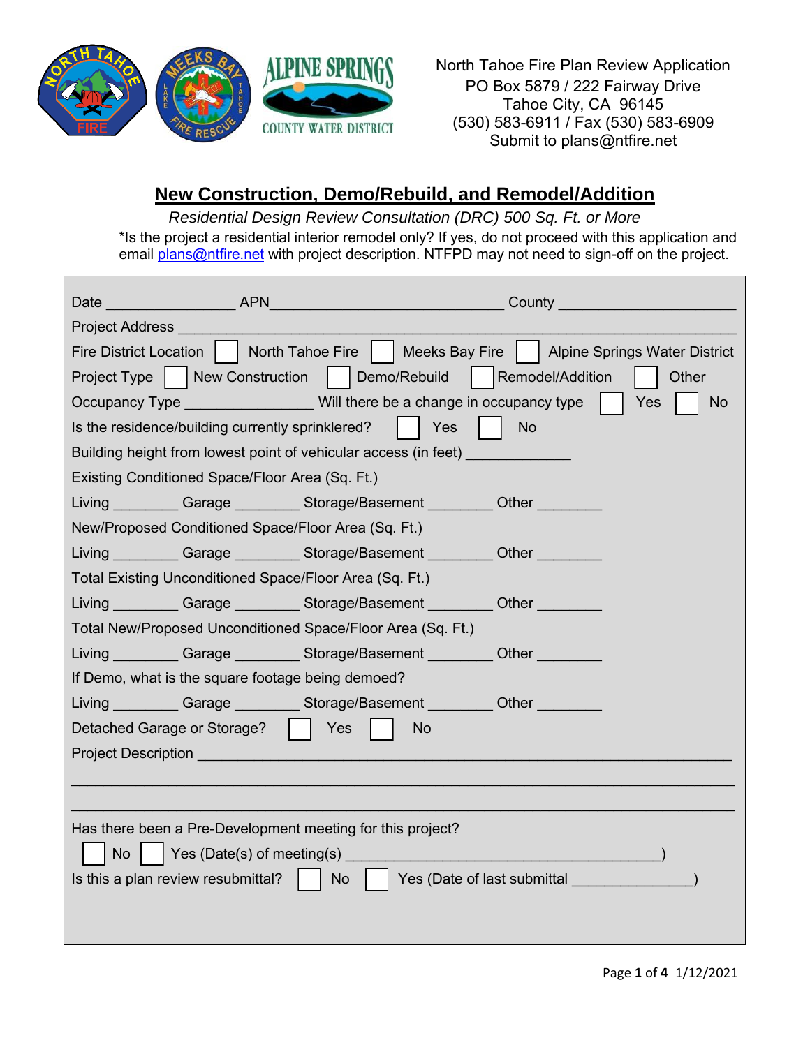North Tahoe Fire Plan Review Application
PO Box 5879 / 222 Fairway Drive
Tahoe City, CA 96145
(530) 583-6911 / Fax (530) 583-6909
Submit to plans@ntfire.net

# New Construction, Demo/Rebuild, and Remodel/Addition

*Residential Design Review Consultation (DRC) 500 Sq. Ft. or More*

*Is the project a residential interior remodel only? If yes, do not proceed with this application and email plans@ntfire.net with project description. NTFPD may not need to sign-off on the project.

Date _______________ APN____________________________ County ____________________

Project Address ______________________________________________________________

Fire District Location ☐ North Tahoe Fire ☐ Meeks Bay Fire ☐ Alpine Springs Water District

Project Type ☐ New Construction ☐ Demo/Rebuild ☐ Remodel/Addition ☐ Other

Occupancy Type _______________ Will there be a change in occupancy type ☐ Yes ☐ No

Is the residence/building currently sprinklered? ☐ Yes ☐ No

Building height from lowest point of vehicular access (in feet) ____________

Existing Conditioned Space/Floor Area (Sq. Ft.)

Living ________ Garage ________ Storage/Basement ________ Other ________

New/Proposed Conditioned Space/Floor Area (Sq. Ft.)

Living ________ Garage ________ Storage/Basement ________ Other ________

Total Existing Unconditioned Space/Floor Area (Sq. Ft.)

Living ________ Garage ________ Storage/Basement ________ Other ________

Total New/Proposed Unconditioned Space/Floor Area (Sq. Ft.)

Living ________ Garage ________ Storage/Basement ________ Other ________

If Demo, what is the square footage being demoed?

Living ________ Garage ________ Storage/Basement ________ Other ________

Detached Garage or Storage? ☐ Yes ☐ No

Project Description _________________________________________________________________

_____________________________________________________________________________

_____________________________________________________________________________

Has there been a Pre-Development meeting for this project?

☐ No ☐ Yes (Date(s) of meeting(s) ____________________________________)

Is this a plan review resubmittal? ☐ No ☐ Yes (Date of last submittal ______________)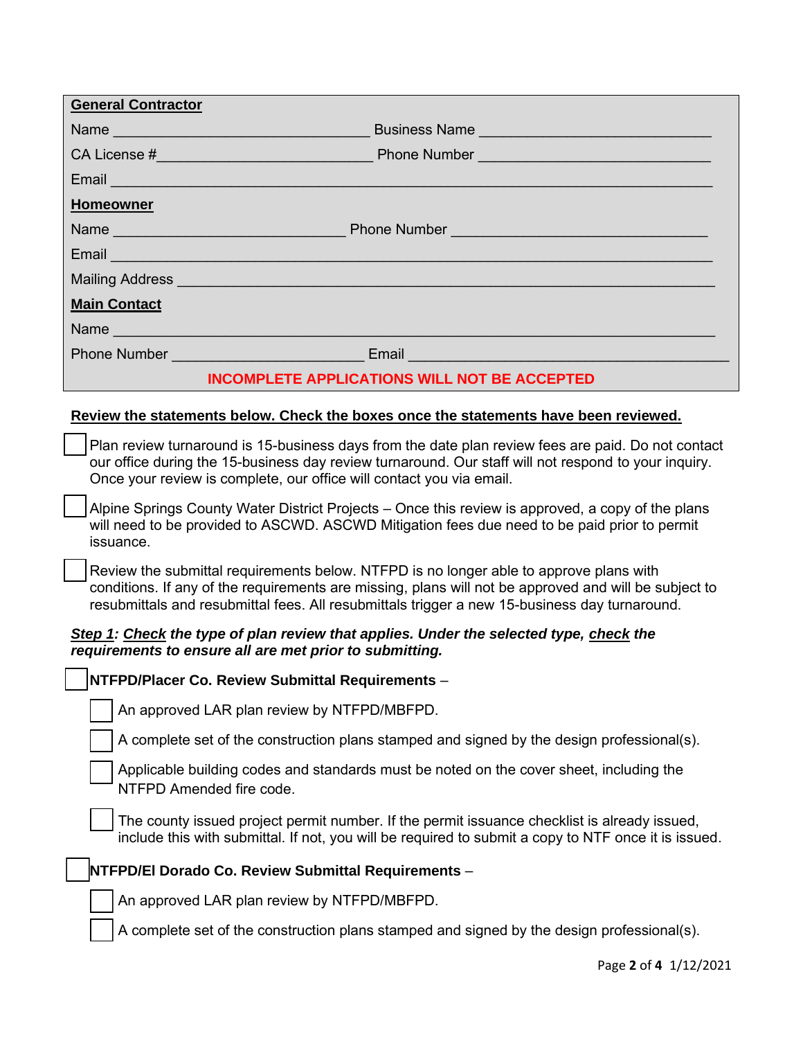**General Contractor**

Name _______________________________ Business Name ____________________________

CA License #__________________________ Phone Number ____________________________

Email ________________________________________________________________________

**Homeowner**

Name ____________________________ Phone Number _______________________________

Email ________________________________________________________________________

Mailing Address ________________________________________________________________

**Main Contact**

Name ________________________________________________________________________

Phone Number _______________________ Email ___________________________________

**INCOMPLETE APPLICATIONS WILL NOT BE ACCEPTED**

**Review the statements below. Check the boxes once the statements have been reviewed.**

☐ Plan review turnaround is 15-business days from the date plan review fees are paid. Do not contact our office during the 15-business day review turnaround. Our staff will not respond to your inquiry. Once your review is complete, our office will contact you via email.

☐ Alpine Springs County Water District Projects – Once this review is approved, a copy of the plans will need to be provided to ASCWD. ASCWD Mitigation fees due need to be paid prior to permit issuance.

☐ Review the submittal requirements below. NTFPD is no longer able to approve plans with conditions. If any of the requirements are missing, plans will not be approved and will be subject to resubmittals and resubmittal fees. All resubmittals trigger a new 15-business day turnaround.

***Step 1: Check the type of plan review that applies. Under the selected type, check the requirements to ensure all are met prior to submitting.***

☐ **NTFPD/Placer Co. Review Submittal Requirements** –

- ☐ An approved LAR plan review by NTFPD/MBFPD.
- ☐ A complete set of the construction plans stamped and signed by the design professional(s).
- ☐ Applicable building codes and standards must be noted on the cover sheet, including the NTFPD Amended fire code.
- ☐ The county issued project permit number. If the permit issuance checklist is already issued, include this with submittal. If not, you will be required to submit a copy to NTF once it is issued.

☐ **NTFPD/El Dorado Co. Review Submittal Requirements** –

- ☐ An approved LAR plan review by NTFPD/MBFPD.
- ☐ A complete set of the construction plans stamped and signed by the design professional(s).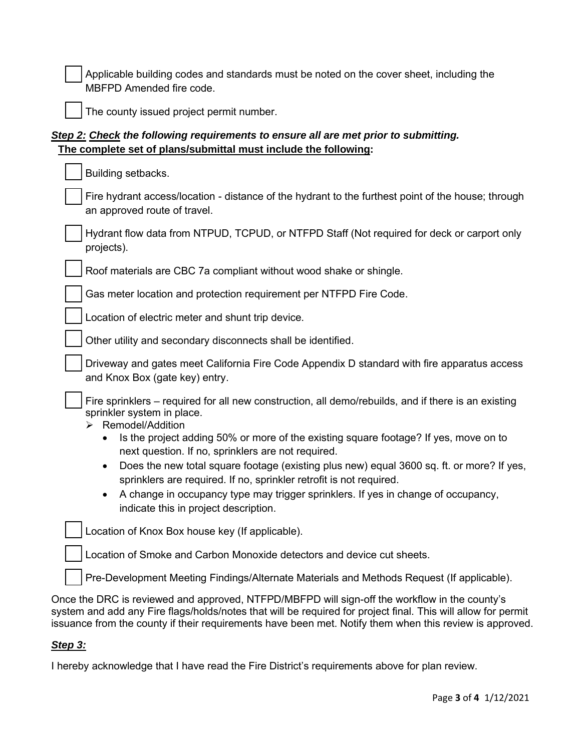- [ ] Applicable building codes and standards must be noted on the cover sheet, including the MBFPD Amended fire code.
- [ ] The county issued project permit number.

***Step 2:*** ***Check*** ***the following requirements to ensure all are met prior to submitting.***

**The complete set of plans/submittal must include the following:**

- [ ] Building setbacks.
- [ ] Fire hydrant access/location - distance of the hydrant to the furthest point of the house; through an approved route of travel.
- [ ] Hydrant flow data from NTPUD, TCPUD, or NTFPD Staff (Not required for deck or carport only projects).
- [ ] Roof materials are CBC 7a compliant without wood shake or shingle.
- [ ] Gas meter location and protection requirement per NTFPD Fire Code.
- [ ] Location of electric meter and shunt trip device.
- [ ] Other utility and secondary disconnects shall be identified.
- [ ] Driveway and gates meet California Fire Code Appendix D standard with fire apparatus access and Knox Box (gate key) entry.
- [ ] Fire sprinklers – required for all new construction, all demo/rebuilds, and if there is an existing sprinkler system in place.
  - Remodel/Addition
    - Is the project adding 50% or more of the existing square footage? If yes, move on to next question. If no, sprinklers are not required.
    - Does the new total square footage (existing plus new) equal 3600 sq. ft. or more? If yes, sprinklers are required. If no, sprinkler retrofit is not required.
    - A change in occupancy type may trigger sprinklers. If yes in change of occupancy, indicate this in project description.
- [ ] Location of Knox Box house key (If applicable).
- [ ] Location of Smoke and Carbon Monoxide detectors and device cut sheets.
- [ ] Pre-Development Meeting Findings/Alternate Materials and Methods Request (If applicable).

Once the DRC is reviewed and approved, NTFPD/MBFPD will sign-off the workflow in the county's system and add any Fire flags/holds/notes that will be required for project final. This will allow for permit issuance from the county if their requirements have been met. Notify them when this review is approved.

***Step 3:***

I hereby acknowledge that I have read the Fire District's requirements above for plan review.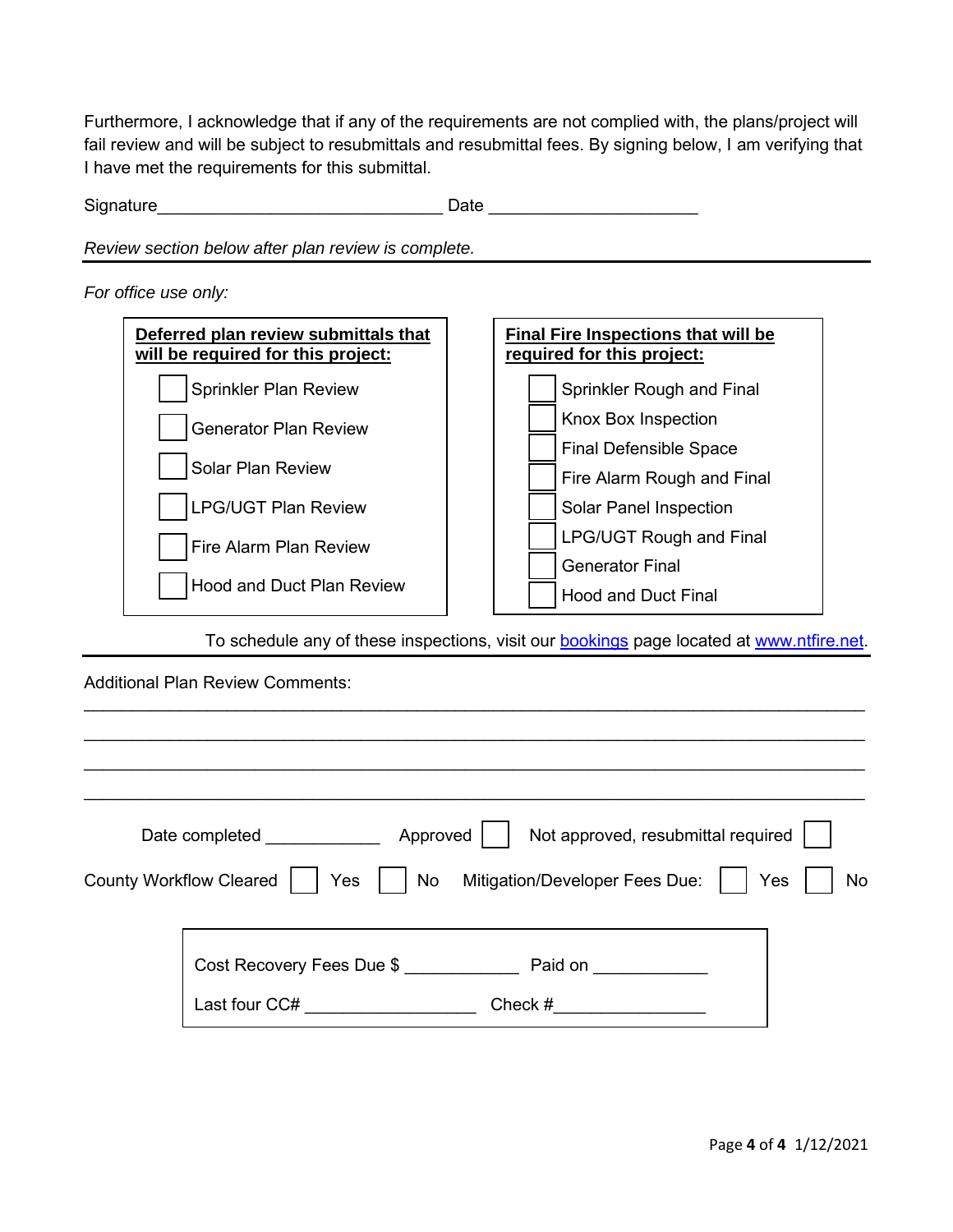Furthermore, I acknowledge that if any of the requirements are not complied with, the plans/project will fail review and will be subject to resubmittals and resubmittal fees. By signing below, I am verifying that I have met the requirements for this submittal.

Signature______________________________ Date _____________________

*Review section below after plan review is complete.*

---

*For office use only:*

| **Deferred plan review submittals that will be required for this project:** | **Final Fire Inspections that will be required for this project:** |
|---|---|
| ☐ Sprinkler Plan Review | ☐ Sprinkler Rough and Final |
| ☐ Generator Plan Review | ☐ Knox Box Inspection |
| ☐ Solar Plan Review | ☐ Final Defensible Space |
| ☐ LPG/UGT Plan Review | ☐ Fire Alarm Rough and Final |
| ☐ Fire Alarm Plan Review | ☐ Solar Panel Inspection |
| ☐ Hood and Duct Plan Review | ☐ LPG/UGT Rough and Final |
| | ☐ Generator Final |
| | ☐ Hood and Duct Final |

To schedule any of these inspections, visit our [bookings]() page located at [www.ntfire.net](http://www.ntfire.net).

---

Additional Plan Review Comments:

___________________________________________________________________________

___________________________________________________________________________

___________________________________________________________________________

___________________________________________________________________________

Date completed ____________ Approved ☐ Not approved, resubmittal required ☐

County Workflow Cleared ☐ Yes ☐ No Mitigation/Developer Fees Due: ☐ Yes ☐ No

Cost Recovery Fees Due $ ____________ Paid on ____________

Last four CC# _________________ Check #_______________